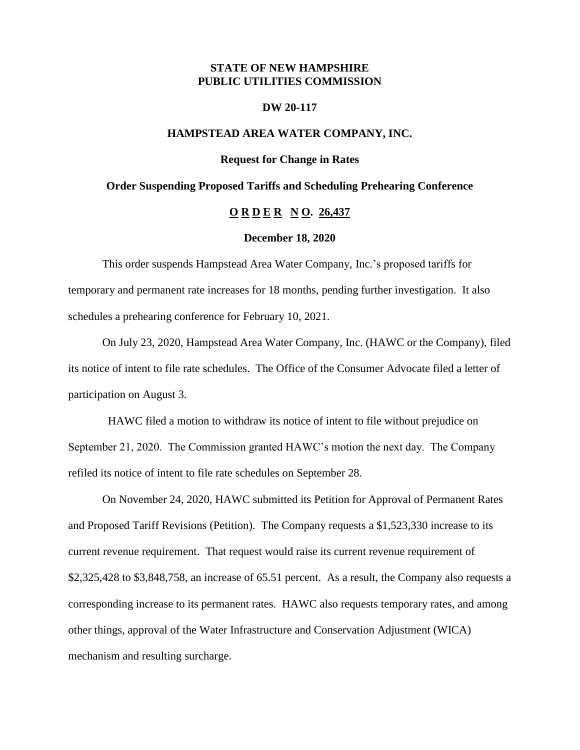**STATE OF NEW HAMPSHIRE**
**PUBLIC UTILITIES COMMISSION**

**DW 20-117**

**HAMPSTEAD AREA WATER COMPANY, INC.**

**Request for Change in Rates**

**Order Suspending Proposed Tariffs and Scheduling Prehearing Conference**

**O R D E R N O. 26,437**

**December 18, 2020**

This order suspends Hampstead Area Water Company, Inc.'s proposed tariffs for temporary and permanent rate increases for 18 months, pending further investigation. It also schedules a prehearing conference for February 10, 2021.

On July 23, 2020, Hampstead Area Water Company, Inc. (HAWC or the Company), filed its notice of intent to file rate schedules. The Office of the Consumer Advocate filed a letter of participation on August 3.

HAWC filed a motion to withdraw its notice of intent to file without prejudice on September 21, 2020. The Commission granted HAWC's motion the next day. The Company refiled its notice of intent to file rate schedules on September 28.

On November 24, 2020, HAWC submitted its Petition for Approval of Permanent Rates and Proposed Tariff Revisions (Petition). The Company requests a $1,523,330 increase to its current revenue requirement. That request would raise its current revenue requirement of $2,325,428 to $3,848,758, an increase of 65.51 percent. As a result, the Company also requests a corresponding increase to its permanent rates. HAWC also requests temporary rates, and among other things, approval of the Water Infrastructure and Conservation Adjustment (WICA) mechanism and resulting surcharge.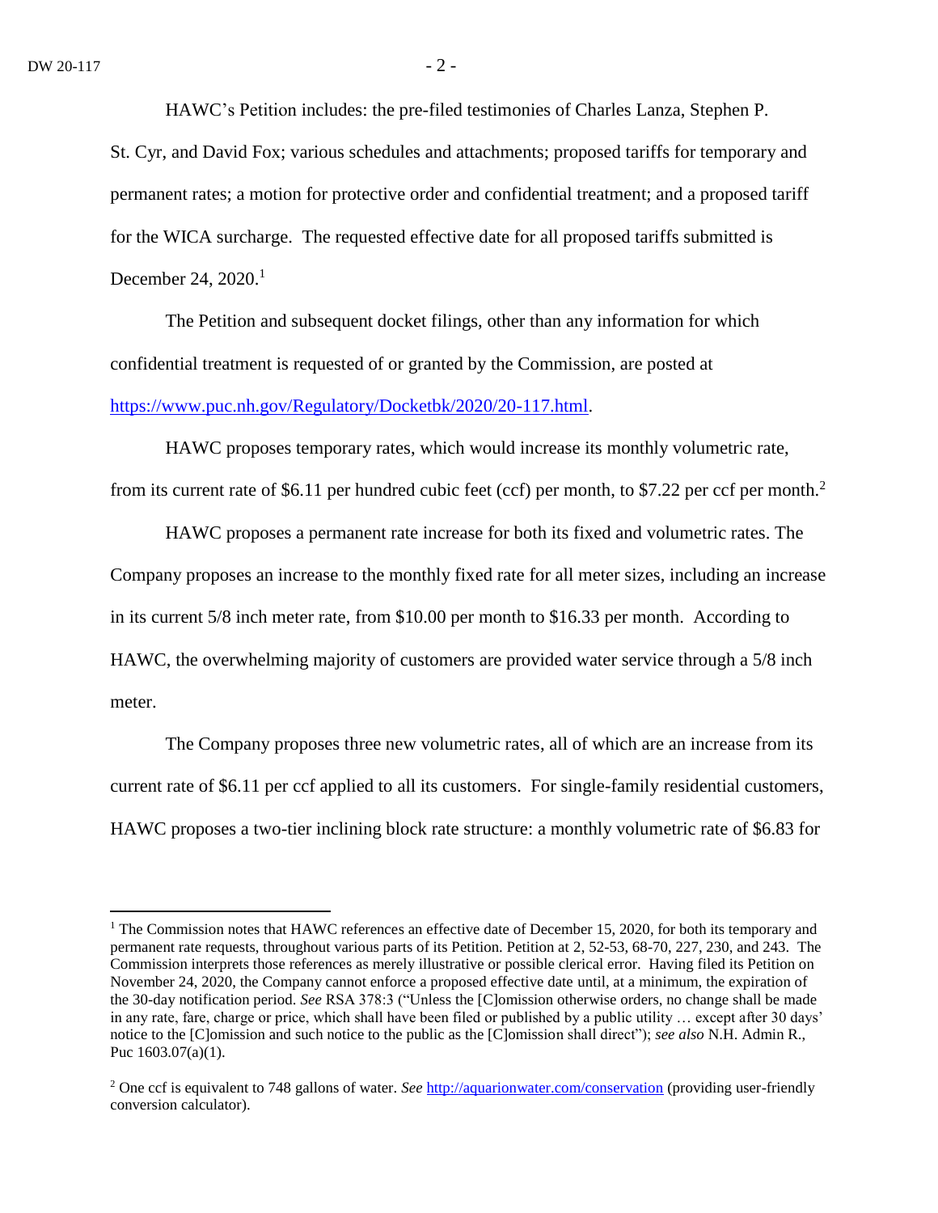HAWC's Petition includes: the pre-filed testimonies of Charles Lanza, Stephen P. St. Cyr, and David Fox; various schedules and attachments; proposed tariffs for temporary and permanent rates; a motion for protective order and confidential treatment; and a proposed tariff for the WICA surcharge. The requested effective date for all proposed tariffs submitted is December 24, 2020.[1]

The Petition and subsequent docket filings, other than any information for which confidential treatment is requested of or granted by the Commission, are posted at https://www.puc.nh.gov/Regulatory/Docketbk/2020/20-117.html.

HAWC proposes temporary rates, which would increase its monthly volumetric rate, from its current rate of $6.11 per hundred cubic feet (ccf) per month, to $7.22 per ccf per month.[2]

HAWC proposes a permanent rate increase for both its fixed and volumetric rates. The Company proposes an increase to the monthly fixed rate for all meter sizes, including an increase in its current 5/8 inch meter rate, from $10.00 per month to $16.33 per month. According to HAWC, the overwhelming majority of customers are provided water service through a 5/8 inch meter.

The Company proposes three new volumetric rates, all of which are an increase from its current rate of $6.11 per ccf applied to all its customers. For single-family residential customers, HAWC proposes a two-tier inclining block rate structure: a monthly volumetric rate of $6.83 for

---

[1] The Commission notes that HAWC references an effective date of December 15, 2020, for both its temporary and permanent rate requests, throughout various parts of its Petition. Petition at 2, 52-53, 68-70, 227, 230, and 243. The Commission interprets those references as merely illustrative or possible clerical error. Having filed its Petition on November 24, 2020, the Company cannot enforce a proposed effective date until, at a minimum, the expiration of the 30-day notification period. *See* RSA 378:3 ("Unless the [C]omission otherwise orders, no change shall be made in any rate, fare, charge or price, which shall have been filed or published by a public utility … except after 30 days' notice to the [C]omission and such notice to the public as the [C]omission shall direct"); *see also* N.H. Admin R., Puc 1603.07(a)(1).

[2] One ccf is equivalent to 748 gallons of water. *See* http://aquarionwater.com/conservation (providing user-friendly conversion calculator).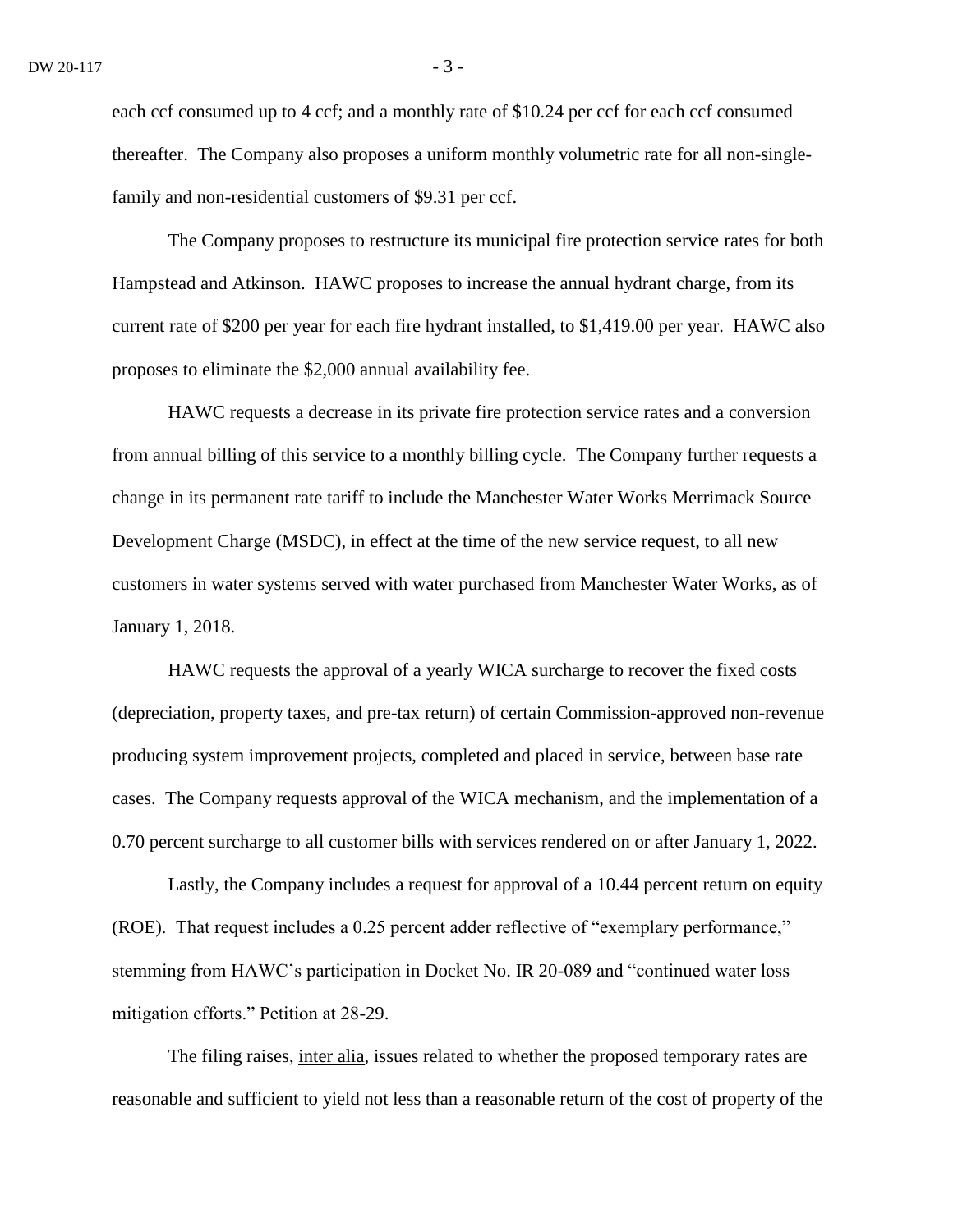each ccf consumed up to 4 ccf; and a monthly rate of $10.24 per ccf for each ccf consumed thereafter. The Company also proposes a uniform monthly volumetric rate for all non-single-family and non-residential customers of $9.31 per ccf.

The Company proposes to restructure its municipal fire protection service rates for both Hampstead and Atkinson. HAWC proposes to increase the annual hydrant charge, from its current rate of $200 per year for each fire hydrant installed, to $1,419.00 per year. HAWC also proposes to eliminate the $2,000 annual availability fee.

HAWC requests a decrease in its private fire protection service rates and a conversion from annual billing of this service to a monthly billing cycle. The Company further requests a change in its permanent rate tariff to include the Manchester Water Works Merrimack Source Development Charge (MSDC), in effect at the time of the new service request, to all new customers in water systems served with water purchased from Manchester Water Works, as of January 1, 2018.

HAWC requests the approval of a yearly WICA surcharge to recover the fixed costs (depreciation, property taxes, and pre-tax return) of certain Commission-approved non-revenue producing system improvement projects, completed and placed in service, between base rate cases. The Company requests approval of the WICA mechanism, and the implementation of a 0.70 percent surcharge to all customer bills with services rendered on or after January 1, 2022.

Lastly, the Company includes a request for approval of a 10.44 percent return on equity (ROE). That request includes a 0.25 percent adder reflective of "exemplary performance," stemming from HAWC's participation in Docket No. IR 20-089 and "continued water loss mitigation efforts." Petition at 28-29.

The filing raises, inter alia, issues related to whether the proposed temporary rates are reasonable and sufficient to yield not less than a reasonable return of the cost of property of the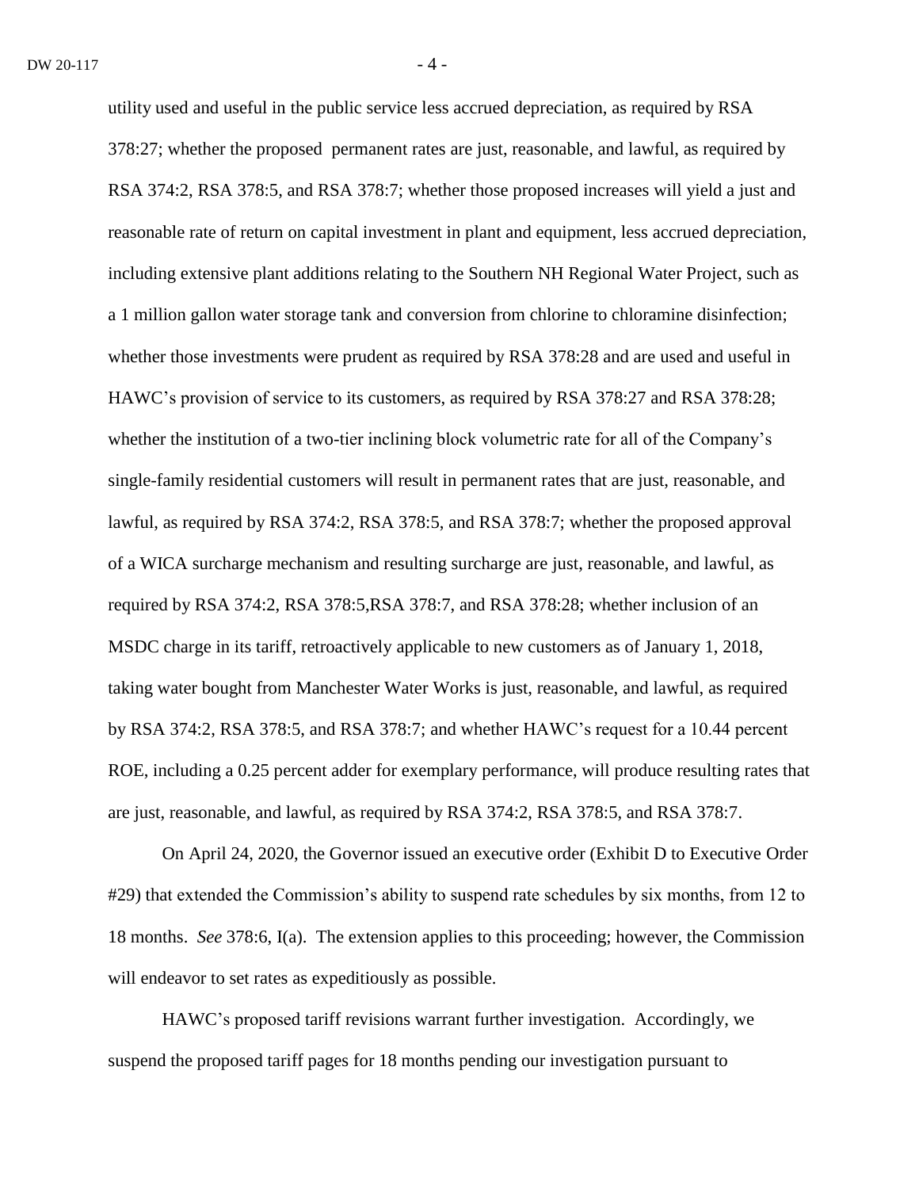utility used and useful in the public service less accrued depreciation, as required by RSA 378:27; whether the proposed permanent rates are just, reasonable, and lawful, as required by RSA 374:2, RSA 378:5, and RSA 378:7; whether those proposed increases will yield a just and reasonable rate of return on capital investment in plant and equipment, less accrued depreciation, including extensive plant additions relating to the Southern NH Regional Water Project, such as a 1 million gallon water storage tank and conversion from chlorine to chloramine disinfection; whether those investments were prudent as required by RSA 378:28 and are used and useful in HAWC's provision of service to its customers, as required by RSA 378:27 and RSA 378:28; whether the institution of a two-tier inclining block volumetric rate for all of the Company's single-family residential customers will result in permanent rates that are just, reasonable, and lawful, as required by RSA 374:2, RSA 378:5, and RSA 378:7; whether the proposed approval of a WICA surcharge mechanism and resulting surcharge are just, reasonable, and lawful, as required by RSA 374:2, RSA 378:5,RSA 378:7, and RSA 378:28; whether inclusion of an MSDC charge in its tariff, retroactively applicable to new customers as of January 1, 2018, taking water bought from Manchester Water Works is just, reasonable, and lawful, as required by RSA 374:2, RSA 378:5, and RSA 378:7; and whether HAWC's request for a 10.44 percent ROE, including a 0.25 percent adder for exemplary performance, will produce resulting rates that are just, reasonable, and lawful, as required by RSA 374:2, RSA 378:5, and RSA 378:7.

On April 24, 2020, the Governor issued an executive order (Exhibit D to Executive Order #29) that extended the Commission's ability to suspend rate schedules by six months, from 12 to 18 months. *See* 378:6, I(a). The extension applies to this proceeding; however, the Commission will endeavor to set rates as expeditiously as possible.

HAWC's proposed tariff revisions warrant further investigation. Accordingly, we suspend the proposed tariff pages for 18 months pending our investigation pursuant to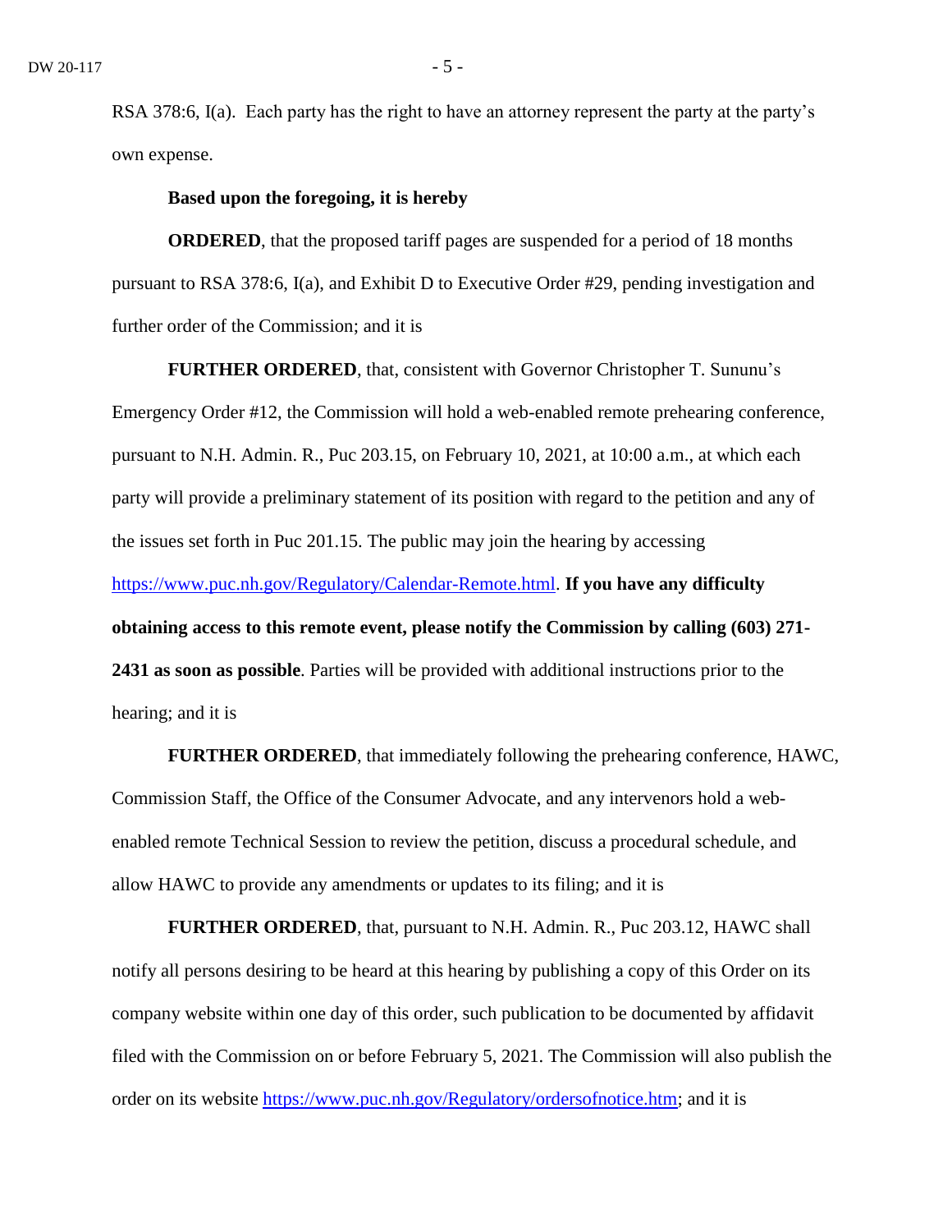RSA 378:6, I(a). Each party has the right to have an attorney represent the party at the party's own expense.

**Based upon the foregoing, it is hereby**

**ORDERED**, that the proposed tariff pages are suspended for a period of 18 months pursuant to RSA 378:6, I(a), and Exhibit D to Executive Order #29, pending investigation and further order of the Commission; and it is

**FURTHER ORDERED**, that, consistent with Governor Christopher T. Sununu's Emergency Order #12, the Commission will hold a web-enabled remote prehearing conference, pursuant to N.H. Admin. R., Puc 203.15, on February 10, 2021, at 10:00 a.m., at which each party will provide a preliminary statement of its position with regard to the petition and any of the issues set forth in Puc 201.15. The public may join the hearing by accessing https://www.puc.nh.gov/Regulatory/Calendar-Remote.html. **If you have any difficulty obtaining access to this remote event, please notify the Commission by calling (603) 271-2431 as soon as possible**. Parties will be provided with additional instructions prior to the hearing; and it is

**FURTHER ORDERED**, that immediately following the prehearing conference, HAWC, Commission Staff, the Office of the Consumer Advocate, and any intervenors hold a web-enabled remote Technical Session to review the petition, discuss a procedural schedule, and allow HAWC to provide any amendments or updates to its filing; and it is

**FURTHER ORDERED**, that, pursuant to N.H. Admin. R., Puc 203.12, HAWC shall notify all persons desiring to be heard at this hearing by publishing a copy of this Order on its company website within one day of this order, such publication to be documented by affidavit filed with the Commission on or before February 5, 2021. The Commission will also publish the order on its website https://www.puc.nh.gov/Regulatory/ordersofnotice.htm; and it is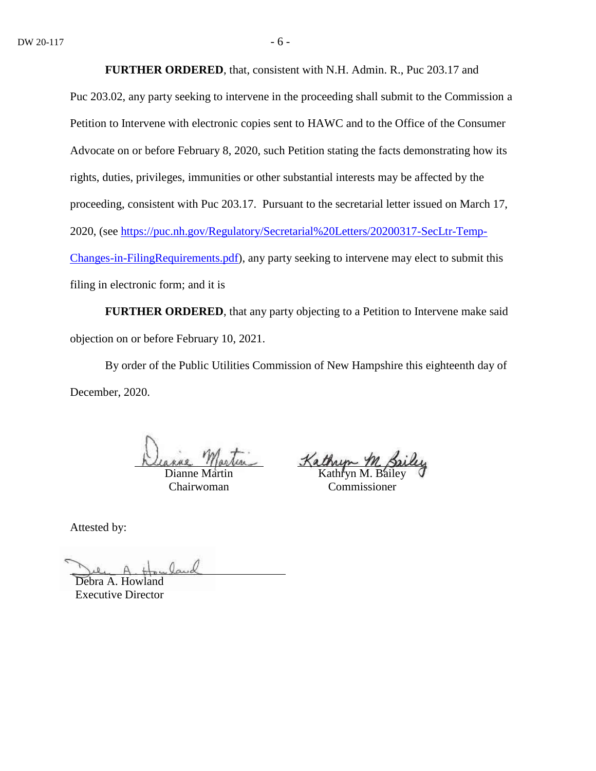**FURTHER ORDERED**, that, consistent with N.H. Admin. R., Puc 203.17 and Puc 203.02, any party seeking to intervene in the proceeding shall submit to the Commission a Petition to Intervene with electronic copies sent to HAWC and to the Office of the Consumer Advocate on or before February 8, 2020, such Petition stating the facts demonstrating how its rights, duties, privileges, immunities or other substantial interests may be affected by the proceeding, consistent with Puc 203.17. Pursuant to the secretarial letter issued on March 17, 2020, (see https://puc.nh.gov/Regulatory/Secretarial%20Letters/20200317-SecLtr-Temp-Changes-in-FilingRequirements.pdf), any party seeking to intervene may elect to submit this filing in electronic form; and it is

**FURTHER ORDERED**, that any party objecting to a Petition to Intervene make said objection on or before February 10, 2021.

By order of the Public Utilities Commission of New Hampshire this eighteenth day of December, 2020.

Dianne Martin
Chairwoman

Kathryn M. Bailey
Commissioner

Attested by:

Debra A. Howland
Executive Director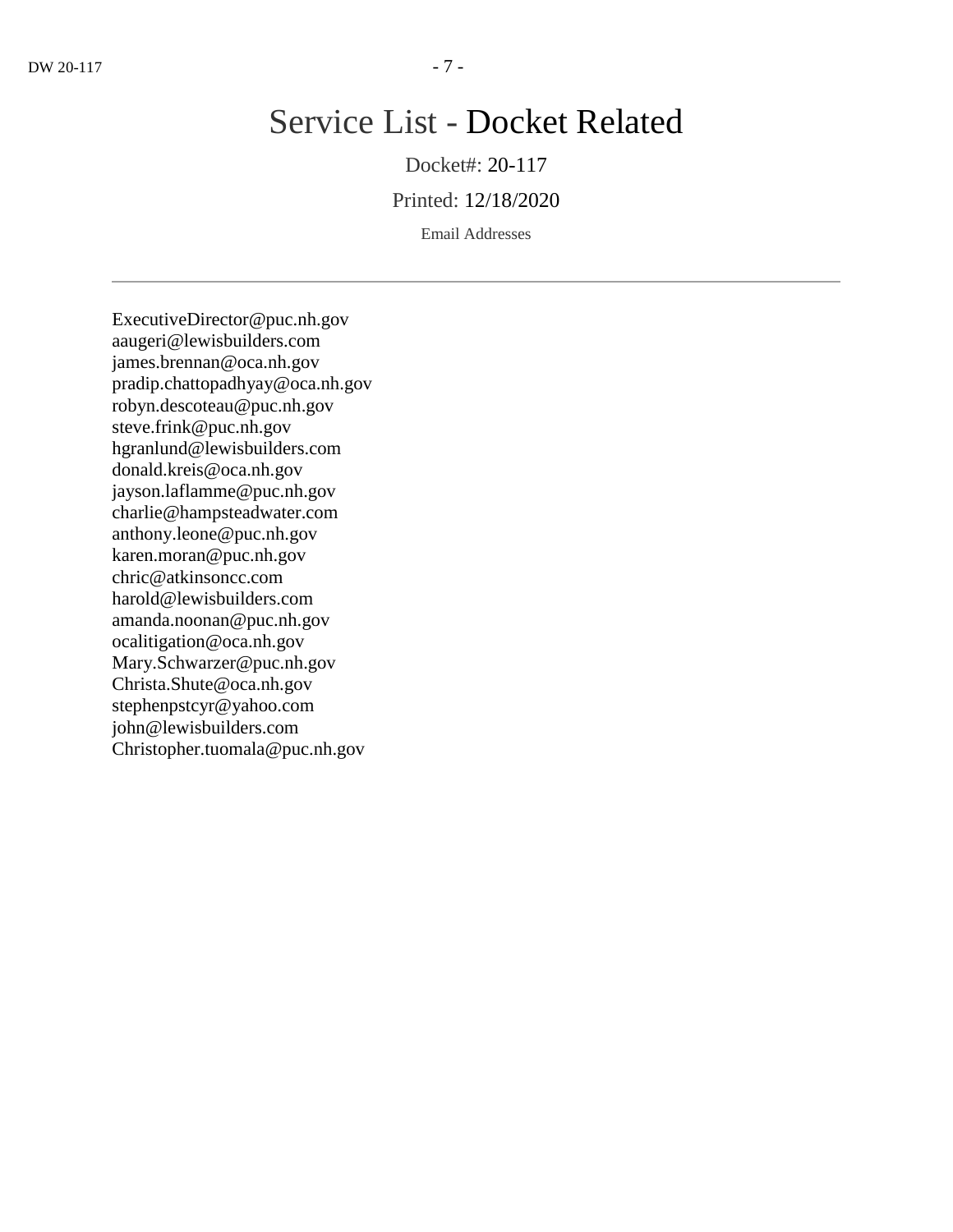# Service List - Docket Related

Docket#: 20-117

Printed: 12/18/2020

Email Addresses

---

ExecutiveDirector@puc.nh.gov
aaugeri@lewisbuilders.com
james.brennan@oca.nh.gov
pradip.chattopadhyay@oca.nh.gov
robyn.descoteau@puc.nh.gov
steve.frink@puc.nh.gov
hgranlund@lewisbuilders.com
donald.kreis@oca.nh.gov
jayson.laflamme@puc.nh.gov
charlie@hampsteadwater.com
anthony.leone@puc.nh.gov
karen.moran@puc.nh.gov
chric@atkinsoncc.com
harold@lewisbuilders.com
amanda.noonan@puc.nh.gov
ocalitigation@oca.nh.gov
Mary.Schwarzer@puc.nh.gov
Christa.Shute@oca.nh.gov
stephenpstcyr@yahoo.com
john@lewisbuilders.com
Christopher.tuomala@puc.nh.gov